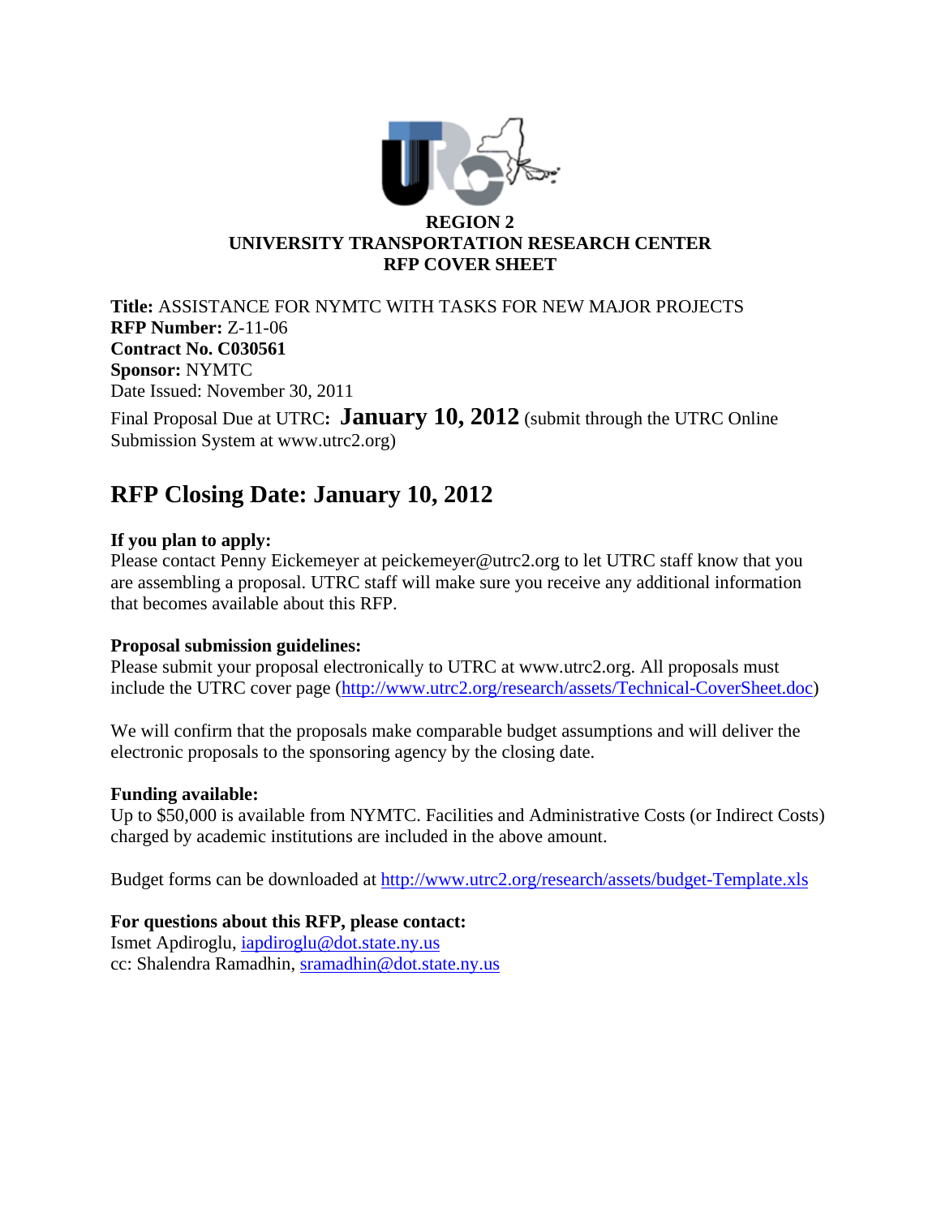**REGION 2**
**UNIVERSITY TRANSPORTATION RESEARCH CENTER**
**RFP COVER SHEET**

**Title:** ASSISTANCE FOR NYMTC WITH TASKS FOR NEW MAJOR PROJECTS
**RFP Number:** Z-11-06
**Contract No. C030561**
**Sponsor:** NYMTC
Date Issued: November 30, 2011

Final Proposal Due at UTRC**: January 10, 2012** (submit through the UTRC Online Submission System at www.utrc2.org)

## RFP Closing Date: January 10, 2012

**If you plan to apply:**
Please contact Penny Eickemeyer at peickemeyer@utrc2.org to let UTRC staff know that you are assembling a proposal. UTRC staff will make sure you receive any additional information that becomes available about this RFP.

**Proposal submission guidelines:**
Please submit your proposal electronically to UTRC at www.utrc2.org. All proposals must include the UTRC cover page (http://www.utrc2.org/research/assets/Technical-CoverSheet.doc)

We will confirm that the proposals make comparable budget assumptions and will deliver the electronic proposals to the sponsoring agency by the closing date.

**Funding available:**
Up to $50,000 is available from NYMTC. Facilities and Administrative Costs (or Indirect Costs) charged by academic institutions are included in the above amount.

Budget forms can be downloaded at http://www.utrc2.org/research/assets/budget-Template.xls

**For questions about this RFP, please contact:**
Ismet Apdiroglu, iapdiroglu@dot.state.ny.us
cc: Shalendra Ramadhin, sramadhin@dot.state.ny.us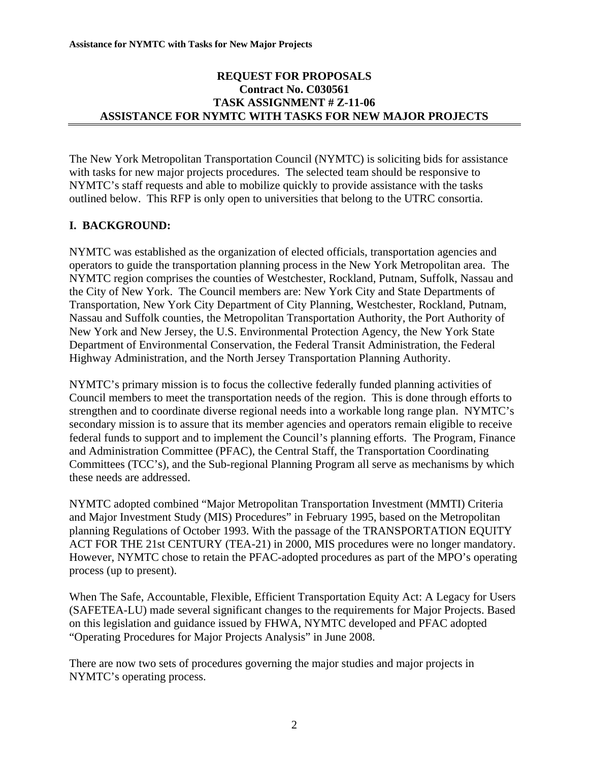# REQUEST FOR PROPOSALS
## Contract No. C030561
## TASK ASSIGNMENT # Z-11-06
## ASSISTANCE FOR NYMTC WITH TASKS FOR NEW MAJOR PROJECTS

The New York Metropolitan Transportation Council (NYMTC) is soliciting bids for assistance with tasks for new major projects procedures. The selected team should be responsive to NYMTC's staff requests and able to mobilize quickly to provide assistance with the tasks outlined below. This RFP is only open to universities that belong to the UTRC consortia.

## I. BACKGROUND:

NYMTC was established as the organization of elected officials, transportation agencies and operators to guide the transportation planning process in the New York Metropolitan area. The NYMTC region comprises the counties of Westchester, Rockland, Putnam, Suffolk, Nassau and the City of New York. The Council members are: New York City and State Departments of Transportation, New York City Department of City Planning, Westchester, Rockland, Putnam, Nassau and Suffolk counties, the Metropolitan Transportation Authority, the Port Authority of New York and New Jersey, the U.S. Environmental Protection Agency, the New York State Department of Environmental Conservation, the Federal Transit Administration, the Federal Highway Administration, and the North Jersey Transportation Planning Authority.

NYMTC's primary mission is to focus the collective federally funded planning activities of Council members to meet the transportation needs of the region. This is done through efforts to strengthen and to coordinate diverse regional needs into a workable long range plan. NYMTC's secondary mission is to assure that its member agencies and operators remain eligible to receive federal funds to support and to implement the Council's planning efforts. The Program, Finance and Administration Committee (PFAC), the Central Staff, the Transportation Coordinating Committees (TCC's), and the Sub-regional Planning Program all serve as mechanisms by which these needs are addressed.

NYMTC adopted combined "Major Metropolitan Transportation Investment (MMTI) Criteria and Major Investment Study (MIS) Procedures" in February 1995, based on the Metropolitan planning Regulations of October 1993. With the passage of the TRANSPORTATION EQUITY ACT FOR THE 21st CENTURY (TEA-21) in 2000, MIS procedures were no longer mandatory. However, NYMTC chose to retain the PFAC-adopted procedures as part of the MPO's operating process (up to present).

When The Safe, Accountable, Flexible, Efficient Transportation Equity Act: A Legacy for Users (SAFETEA-LU) made several significant changes to the requirements for Major Projects. Based on this legislation and guidance issued by FHWA, NYMTC developed and PFAC adopted "Operating Procedures for Major Projects Analysis" in June 2008.

There are now two sets of procedures governing the major studies and major projects in NYMTC's operating process.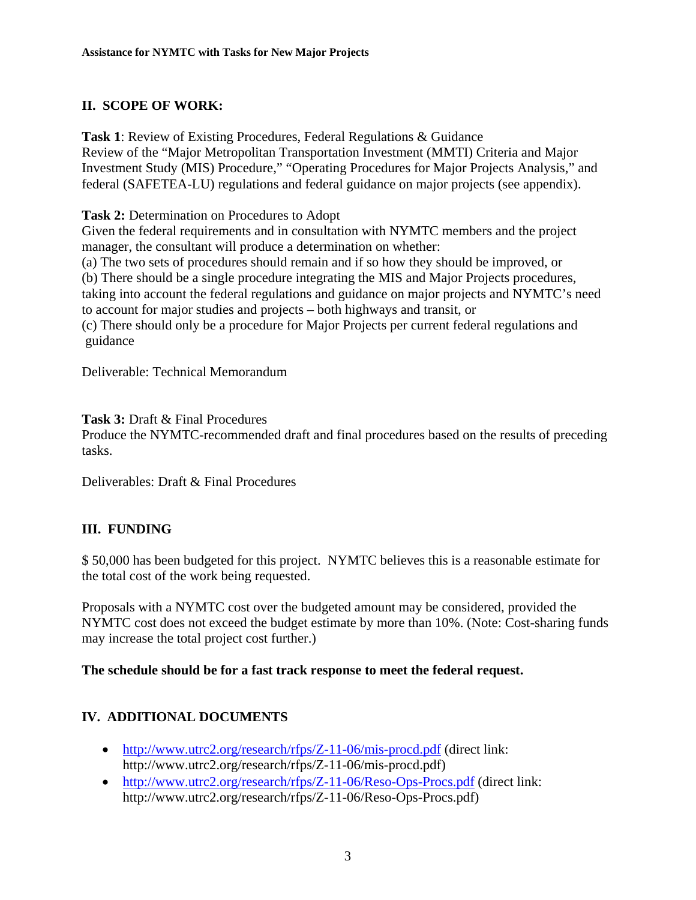## II. SCOPE OF WORK:

**Task 1**: Review of Existing Procedures, Federal Regulations & Guidance
Review of the "Major Metropolitan Transportation Investment (MMTI) Criteria and Major Investment Study (MIS) Procedure," "Operating Procedures for Major Projects Analysis," and federal (SAFETEA-LU) regulations and federal guidance on major projects (see appendix).

**Task 2:** Determination on Procedures to Adopt
Given the federal requirements and in consultation with NYMTC members and the project manager, the consultant will produce a determination on whether:
(a) The two sets of procedures should remain and if so how they should be improved, or
(b) There should be a single procedure integrating the MIS and Major Projects procedures, taking into account the federal regulations and guidance on major projects and NYMTC's need to account for major studies and projects – both highways and transit, or
(c) There should only be a procedure for Major Projects per current federal regulations and guidance

Deliverable: Technical Memorandum

**Task 3:** Draft & Final Procedures
Produce the NYMTC-recommended draft and final procedures based on the results of preceding tasks.

Deliverables: Draft & Final Procedures

## III. FUNDING

$ 50,000 has been budgeted for this project. NYMTC believes this is a reasonable estimate for the total cost of the work being requested.

Proposals with a NYMTC cost over the budgeted amount may be considered, provided the NYMTC cost does not exceed the budget estimate by more than 10%. (Note: Cost-sharing funds may increase the total project cost further.)

**The schedule should be for a fast track response to meet the federal request.**

## IV. ADDITIONAL DOCUMENTS

- http://www.utrc2.org/research/rfps/Z-11-06/mis-procd.pdf (direct link: http://www.utrc2.org/research/rfps/Z-11-06/mis-procd.pdf)
- http://www.utrc2.org/research/rfps/Z-11-06/Reso-Ops-Procs.pdf (direct link: http://www.utrc2.org/research/rfps/Z-11-06/Reso-Ops-Procs.pdf)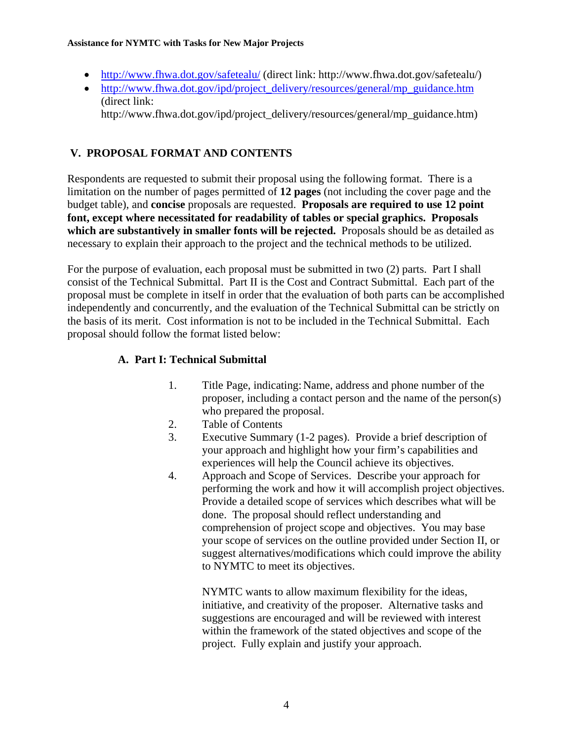- [http://www.fhwa.dot.gov/safetealu/](http://www.fhwa.dot.gov/safetealu/) (direct link: http://www.fhwa.dot.gov/safetealu/)
- [http://www.fhwa.dot.gov/ipd/project_delivery/resources/general/mp_guidance.htm](http://www.fhwa.dot.gov/ipd/project_delivery/resources/general/mp_guidance.htm) (direct link: http://www.fhwa.dot.gov/ipd/project_delivery/resources/general/mp_guidance.htm)

## V. PROPOSAL FORMAT AND CONTENTS

Respondents are requested to submit their proposal using the following format. There is a limitation on the number of pages permitted of **12 pages** (not including the cover page and the budget table), and **concise** proposals are requested. **Proposals are required to use 12 point font, except where necessitated for readability of tables or special graphics. Proposals which are substantively in smaller fonts will be rejected.** Proposals should be as detailed as necessary to explain their approach to the project and the technical methods to be utilized.

For the purpose of evaluation, each proposal must be submitted in two (2) parts. Part I shall consist of the Technical Submittal. Part II is the Cost and Contract Submittal. Each part of the proposal must be complete in itself in order that the evaluation of both parts can be accomplished independently and concurrently, and the evaluation of the Technical Submittal can be strictly on the basis of its merit. Cost information is not to be included in the Technical Submittal. Each proposal should follow the format listed below:

### A. Part I: Technical Submittal

1. Title Page, indicating: Name, address and phone number of the proposer, including a contact person and the name of the person(s) who prepared the proposal.
2. Table of Contents
3. Executive Summary (1-2 pages). Provide a brief description of your approach and highlight how your firm's capabilities and experiences will help the Council achieve its objectives.
4. Approach and Scope of Services. Describe your approach for performing the work and how it will accomplish project objectives. Provide a detailed scope of services which describes what will be done. The proposal should reflect understanding and comprehension of project scope and objectives. You may base your scope of services on the outline provided under Section II, or suggest alternatives/modifications which could improve the ability to NYMTC to meet its objectives.

   NYMTC wants to allow maximum flexibility for the ideas, initiative, and creativity of the proposer. Alternative tasks and suggestions are encouraged and will be reviewed with interest within the framework of the stated objectives and scope of the project. Fully explain and justify your approach.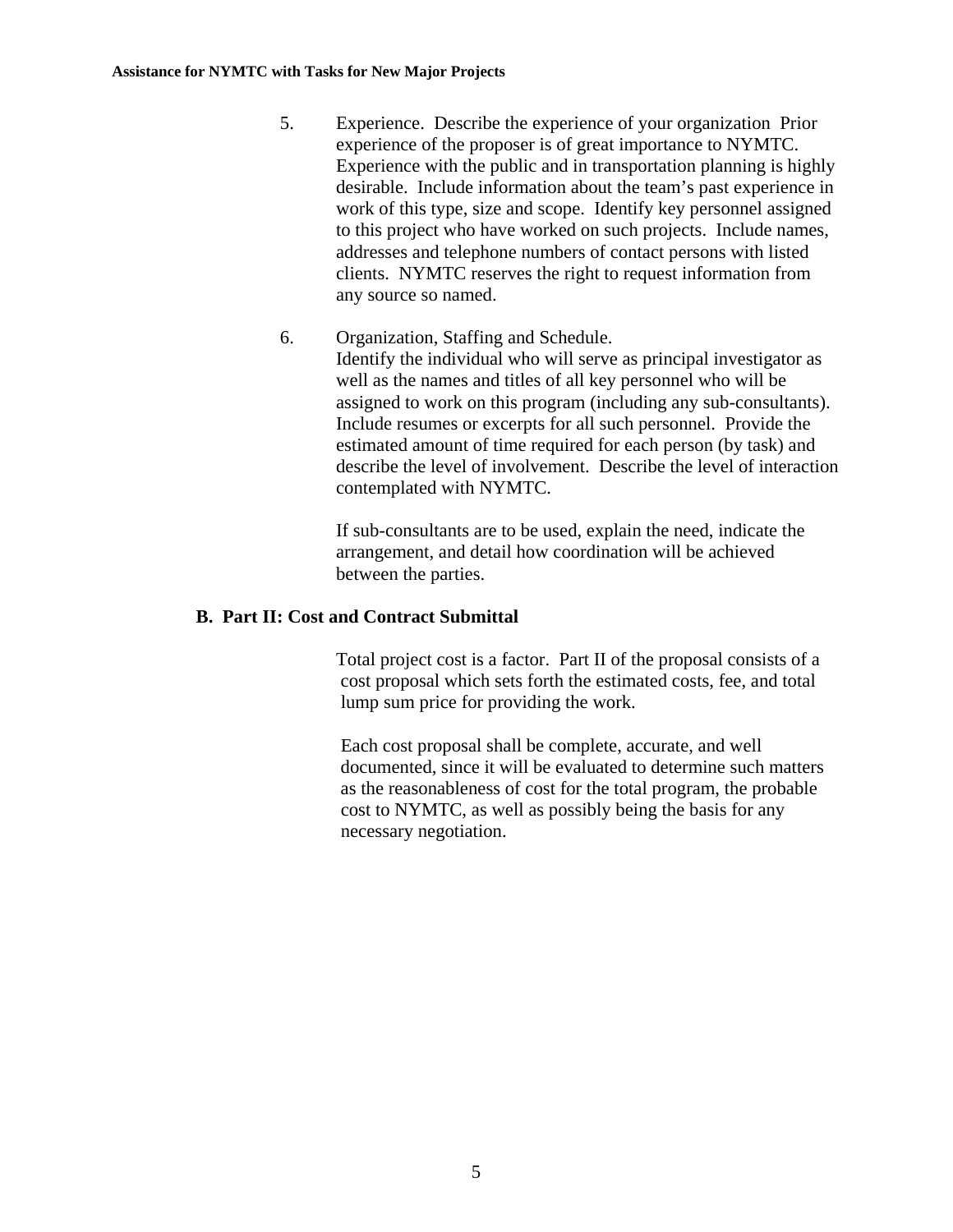5. Experience. Describe the experience of your organization Prior experience of the proposer is of great importance to NYMTC. Experience with the public and in transportation planning is highly desirable. Include information about the team's past experience in work of this type, size and scope. Identify key personnel assigned to this project who have worked on such projects. Include names, addresses and telephone numbers of contact persons with listed clients. NYMTC reserves the right to request information from any source so named.

6. Organization, Staffing and Schedule.
   Identify the individual who will serve as principal investigator as well as the names and titles of all key personnel who will be assigned to work on this program (including any sub-consultants). Include resumes or excerpts for all such personnel. Provide the estimated amount of time required for each person (by task) and describe the level of involvement. Describe the level of interaction contemplated with NYMTC.

   If sub-consultants are to be used, explain the need, indicate the arrangement, and detail how coordination will be achieved between the parties.

## B. Part II: Cost and Contract Submittal

Total project cost is a factor. Part II of the proposal consists of a cost proposal which sets forth the estimated costs, fee, and total lump sum price for providing the work.

Each cost proposal shall be complete, accurate, and well documented, since it will be evaluated to determine such matters as the reasonableness of cost for the total program, the probable cost to NYMTC, as well as possibly being the basis for any necessary negotiation.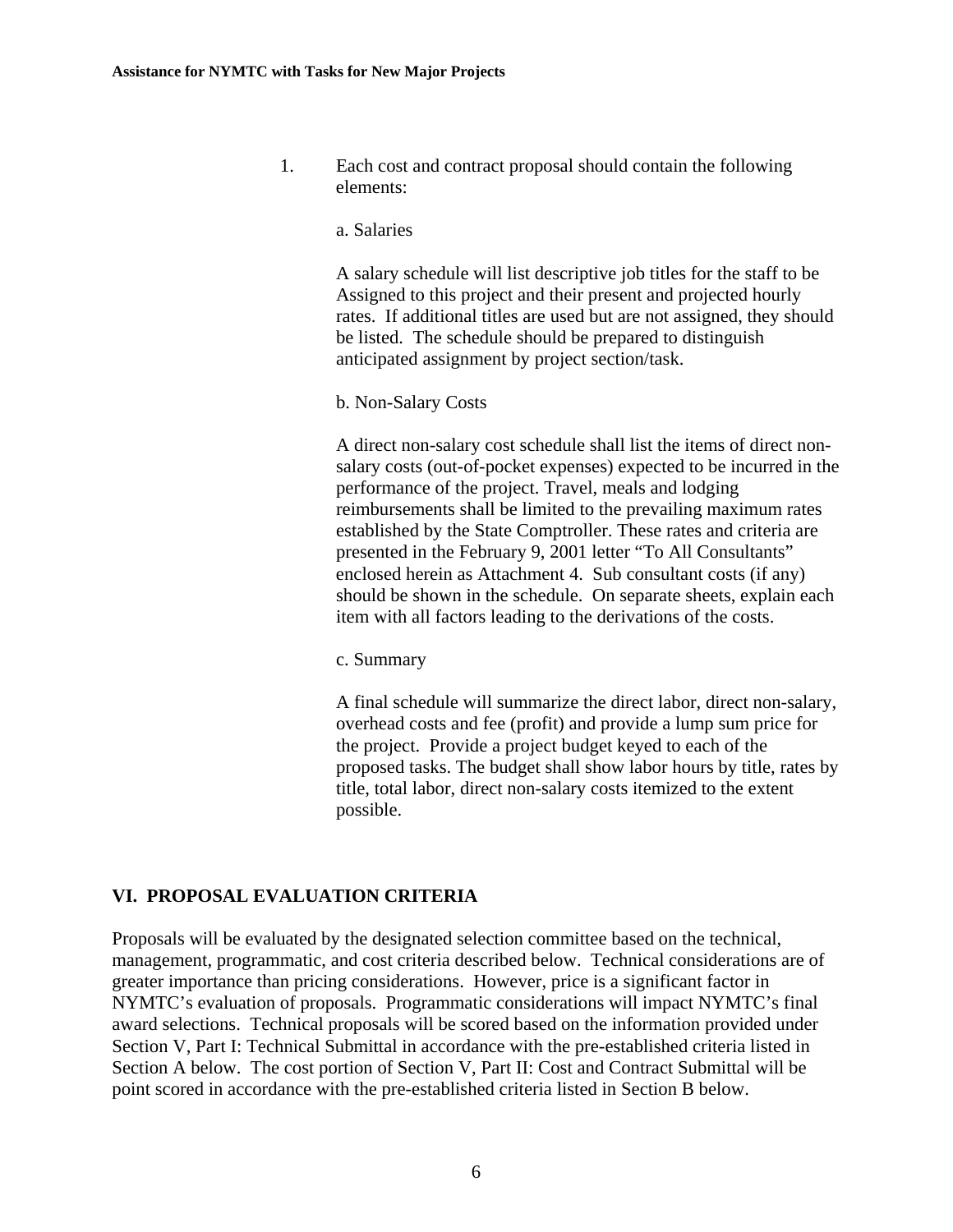1. Each cost and contract proposal should contain the following elements:

   a. Salaries

   A salary schedule will list descriptive job titles for the staff to be Assigned to this project and their present and projected hourly rates. If additional titles are used but are not assigned, they should be listed. The schedule should be prepared to distinguish anticipated assignment by project section/task.

   b. Non-Salary Costs

   A direct non-salary cost schedule shall list the items of direct non-salary costs (out-of-pocket expenses) expected to be incurred in the performance of the project. Travel, meals and lodging reimbursements shall be limited to the prevailing maximum rates established by the State Comptroller. These rates and criteria are presented in the February 9, 2001 letter "To All Consultants" enclosed herein as Attachment 4. Sub consultant costs (if any) should be shown in the schedule. On separate sheets, explain each item with all factors leading to the derivations of the costs.

   c. Summary

   A final schedule will summarize the direct labor, direct non-salary, overhead costs and fee (profit) and provide a lump sum price for the project. Provide a project budget keyed to each of the proposed tasks. The budget shall show labor hours by title, rates by title, total labor, direct non-salary costs itemized to the extent possible.

## VI. PROPOSAL EVALUATION CRITERIA

Proposals will be evaluated by the designated selection committee based on the technical, management, programmatic, and cost criteria described below. Technical considerations are of greater importance than pricing considerations. However, price is a significant factor in NYMTC's evaluation of proposals. Programmatic considerations will impact NYMTC's final award selections. Technical proposals will be scored based on the information provided under Section V, Part I: Technical Submittal in accordance with the pre-established criteria listed in Section A below. The cost portion of Section V, Part II: Cost and Contract Submittal will be point scored in accordance with the pre-established criteria listed in Section B below.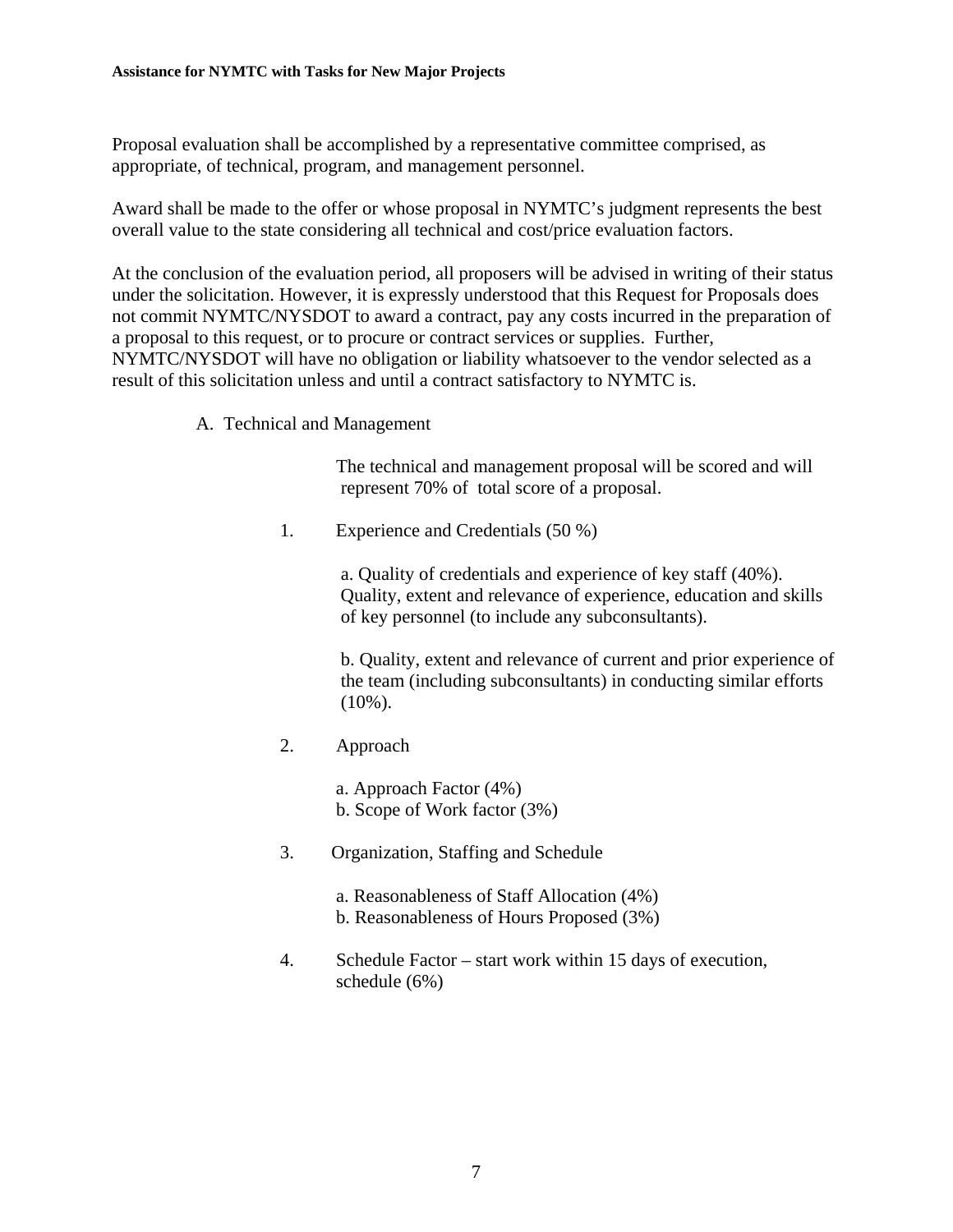Proposal evaluation shall be accomplished by a representative committee comprised, as appropriate, of technical, program, and management personnel.

Award shall be made to the offer or whose proposal in NYMTC's judgment represents the best overall value to the state considering all technical and cost/price evaluation factors.

At the conclusion of the evaluation period, all proposers will be advised in writing of their status under the solicitation. However, it is expressly understood that this Request for Proposals does not commit NYMTC/NYSDOT to award a contract, pay any costs incurred in the preparation of a proposal to this request, or to procure or contract services or supplies. Further, NYMTC/NYSDOT will have no obligation or liability whatsoever to the vendor selected as a result of this solicitation unless and until a contract satisfactory to NYMTC is.

A. Technical and Management

The technical and management proposal will be scored and will represent 70% of total score of a proposal.

1. Experience and Credentials (50 %)

   a. Quality of credentials and experience of key staff (40%). Quality, extent and relevance of experience, education and skills of key personnel (to include any subconsultants).

   b. Quality, extent and relevance of current and prior experience of the team (including subconsultants) in conducting similar efforts (10%).

2. Approach

   a. Approach Factor (4%)
   b. Scope of Work factor (3%)

3. Organization, Staffing and Schedule

   a. Reasonableness of Staff Allocation (4%)
   b. Reasonableness of Hours Proposed (3%)

4. Schedule Factor – start work within 15 days of execution, schedule (6%)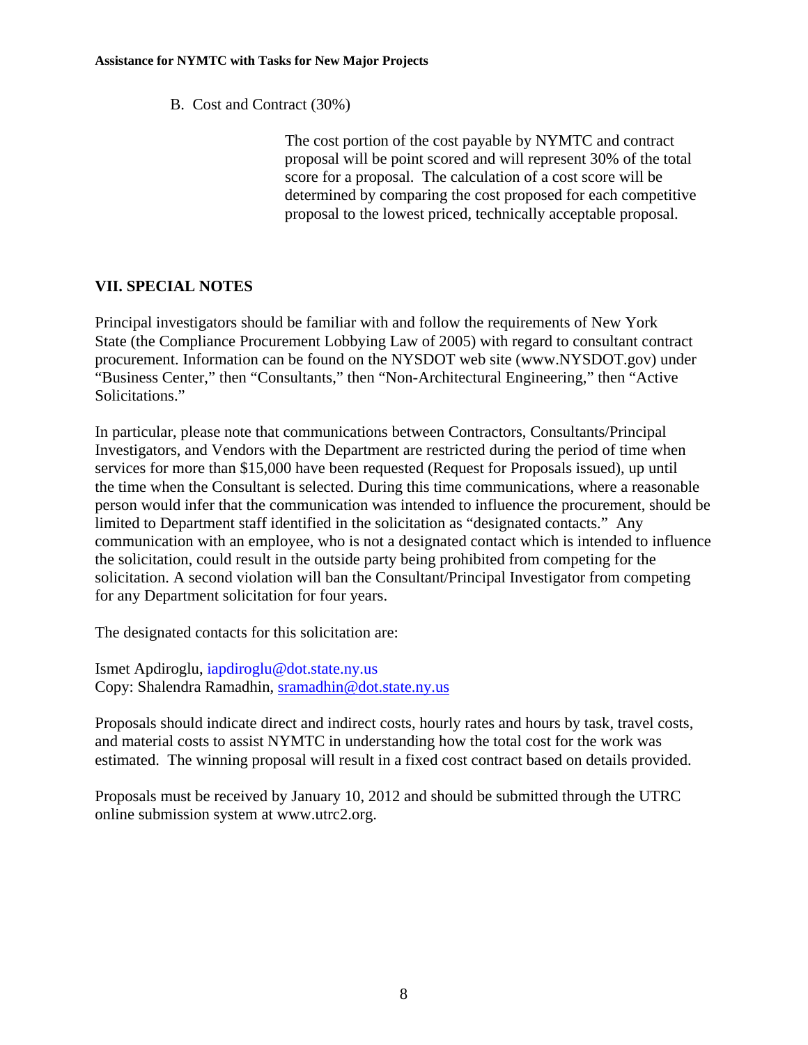B. Cost and Contract (30%)

The cost portion of the cost payable by NYMTC and contract proposal will be point scored and will represent 30% of the total score for a proposal. The calculation of a cost score will be determined by comparing the cost proposed for each competitive proposal to the lowest priced, technically acceptable proposal.

## VII. SPECIAL NOTES

Principal investigators should be familiar with and follow the requirements of New York State (the Compliance Procurement Lobbying Law of 2005) with regard to consultant contract procurement. Information can be found on the NYSDOT web site (www.NYSDOT.gov) under "Business Center," then "Consultants," then "Non-Architectural Engineering," then "Active Solicitations."

In particular, please note that communications between Contractors, Consultants/Principal Investigators, and Vendors with the Department are restricted during the period of time when services for more than $15,000 have been requested (Request for Proposals issued), up until the time when the Consultant is selected. During this time communications, where a reasonable person would infer that the communication was intended to influence the procurement, should be limited to Department staff identified in the solicitation as "designated contacts." Any communication with an employee, who is not a designated contact which is intended to influence the solicitation, could result in the outside party being prohibited from competing for the solicitation. A second violation will ban the Consultant/Principal Investigator from competing for any Department solicitation for four years.

The designated contacts for this solicitation are:

Ismet Apdiroglu, iapdiroglu@dot.state.ny.us
Copy: Shalendra Ramadhin, sramadhin@dot.state.ny.us

Proposals should indicate direct and indirect costs, hourly rates and hours by task, travel costs, and material costs to assist NYMTC in understanding how the total cost for the work was estimated. The winning proposal will result in a fixed cost contract based on details provided.

Proposals must be received by January 10, 2012 and should be submitted through the UTRC online submission system at www.utrc2.org.